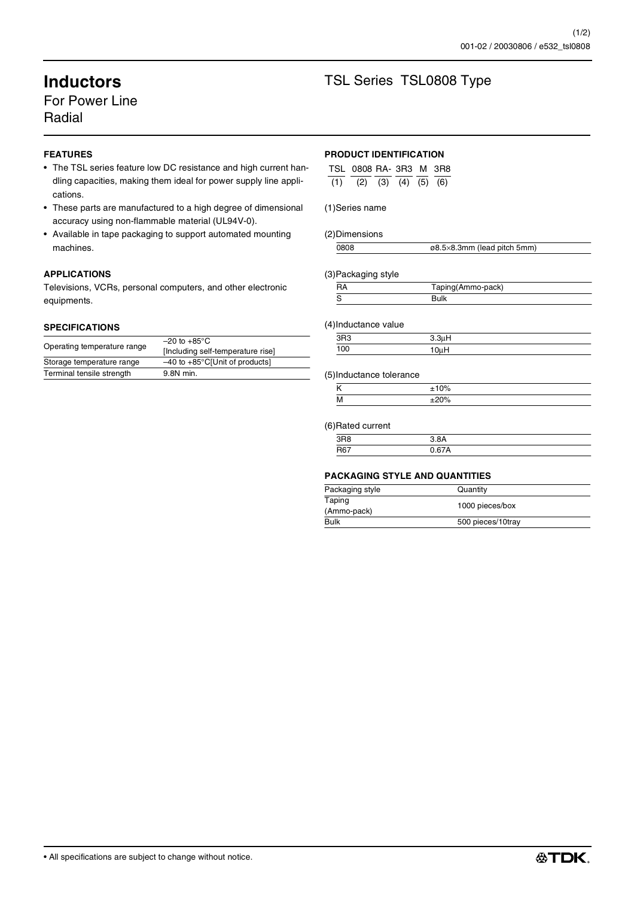# Inductors

For Power Line
Radial

## TSL Series TSL0808 Type

### FEATURES

- The TSL series feature low DC resistance and high current handling capacities, making them ideal for power supply line applications.
- These parts are manufactured to a high degree of dimensional accuracy using non-flammable material (UL94V-0).
- Available in tape packaging to support automated mounting machines.

### APPLICATIONS

Televisions, VCRs, personal computers, and other electronic equipments.

### SPECIFICATIONS

| | |
|---|---|
| Operating temperature range | –20 to +85°C [Including self-temperature rise] |
| Storage temperature range | –40 to +85°C[Unit of products] |
| Terminal tensile strength | 9.8N min. |

### PRODUCT IDENTIFICATION

| TSL | 0808 | RA- | 3R3 | M | 3R8 |
|---|---|---|---|---|---|
| (1) | (2) | (3) | (4) | (5) | (6) |

(1)Series name

(2)Dimensions

| | |
|---|---|
| 0808 | ø8.5×8.3mm (lead pitch 5mm) |

(3)Packaging style

| | |
|---|---|
| RA | Taping(Ammo-pack) |
| S | Bulk |

(4)Inductance value

| | |
|---|---|
| 3R3 | 3.3µH |
| 100 | 10µH |

(5)Inductance tolerance

| | |
|---|---|
| K | ±10% |
| M | ±20% |

(6)Rated current

| | |
|---|---|
| 3R8 | 3.8A |
| R67 | 0.67A |

### PACKAGING STYLE AND QUANTITIES

| Packaging style | Quantity |
|---|---|
| Taping (Ammo-pack) | 1000 pieces/box |
| Bulk | 500 pieces/10tray |

• All specifications are subject to change without notice.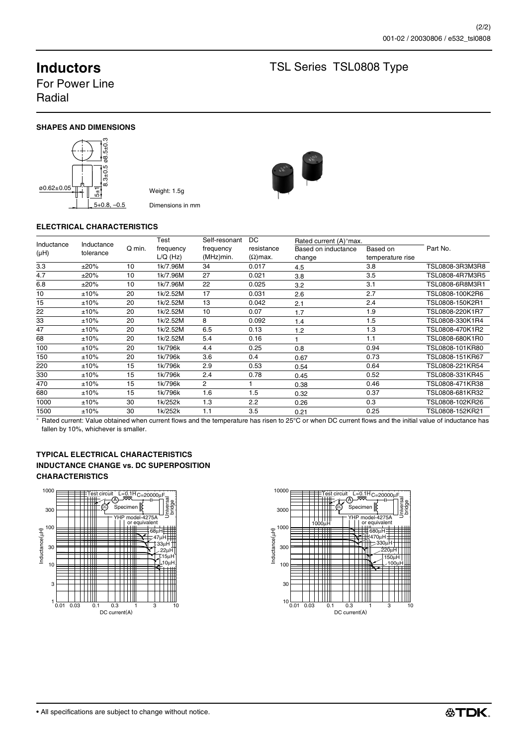# Inductors

For Power Line
Radial

## TSL Series TSL0808 Type

### SHAPES AND DIMENSIONS

ø8.5±0.3
8.3±0.5
ø0.62±0.05
5±1
5+0.8, –0.5

Weight: 1.5g

Dimensions in mm

### ELECTRICAL CHARACTERISTICS

| Inductance (μH) | Inductance tolerance | Q min. | Test frequency L/Q (Hz) | Self-resonant frequency (MHz)min. | DC resistance (Ω)max. | Rated current (A)*max. Based on inductance change | Based on temperature rise | Part No. |
|---|---|---|---|---|---|---|---|---|
| 3.3 | ±20% | 10 | 1k/7.96M | 34 | 0.017 | 4.5 | 3.8 | TSL0808-3R3M3R8 |
| 4.7 | ±20% | 10 | 1k/7.96M | 27 | 0.021 | 3.8 | 3.5 | TSL0808-4R7M3R5 |
| 6.8 | ±20% | 10 | 1k/7.96M | 22 | 0.025 | 3.2 | 3.1 | TSL0808-6R8M3R1 |
| 10 | ±10% | 20 | 1k/2.52M | 17 | 0.031 | 2.6 | 2.7 | TSL0808-100K2R6 |
| 15 | ±10% | 20 | 1k/2.52M | 13 | 0.042 | 2.1 | 2.4 | TSL0808-150K2R1 |
| 22 | ±10% | 20 | 1k/2.52M | 10 | 0.07 | 1.7 | 1.9 | TSL0808-220K1R7 |
| 33 | ±10% | 20 | 1k/2.52M | 8 | 0.092 | 1.4 | 1.5 | TSL0808-330K1R4 |
| 47 | ±10% | 20 | 1k/2.52M | 6.5 | 0.13 | 1.2 | 1.3 | TSL0808-470K1R2 |
| 68 | ±10% | 20 | 1k/2.52M | 5.4 | 0.16 | 1 | 1.1 | TSL0808-680K1R0 |
| 100 | ±10% | 20 | 1k/796k | 4.4 | 0.25 | 0.8 | 0.94 | TSL0808-101KR80 |
| 150 | ±10% | 20 | 1k/796k | 3.6 | 0.4 | 0.67 | 0.73 | TSL0808-151KR67 |
| 220 | ±10% | 15 | 1k/796k | 2.9 | 0.53 | 0.54 | 0.64 | TSL0808-221KR54 |
| 330 | ±10% | 15 | 1k/796k | 2.4 | 0.78 | 0.45 | 0.52 | TSL0808-331KR45 |
| 470 | ±10% | 15 | 1k/796k | 2 | 1 | 0.38 | 0.46 | TSL0808-471KR38 |
| 680 | ±10% | 15 | 1k/796k | 1.6 | 1.5 | 0.32 | 0.37 | TSL0808-681KR32 |
| 1000 | ±10% | 30 | 1k/252k | 1.3 | 2.2 | 0.26 | 0.3 | TSL0808-102KR26 |
| 1500 | ±10% | 30 | 1k/252k | 1.1 | 3.5 | 0.21 | 0.25 | TSL0808-152KR21 |

\* Rated current: Value obtained when current flows and the temperature has risen to 25°C or when DC current flows and the initial value of inductance has fallen by 10%, whichever is smaller.

### TYPICAL ELECTRICAL CHARACTERISTICS
### INDUCTANCE CHANGE vs. DC SUPERPOSITION CHARACTERISTICS

Test circuit L=0.1H C=20000μF
A
DC
Specimen
Universal bridge
YHP model-4275A or equivalent
Inductance(μH)
DC current(A)
1000, 300, 100, 30, 10, 3, 1
0.01, 0.03, 0.1, 0.3, 1, 3, 10
68μH, 47μH, 33μH, 22μH, 15μH, 10μH

Test circuit L=0.1H C=20000μF
A
DC
Specimen
Universal bridge
YHP model-4275A or equivalent
Inductance(μH)
DC current(A)
10000, 3000, 1000, 300, 100, 30, 10
0.01, 0.03, 0.1, 0.3, 1, 3, 10
1000μH, 680μH, 470μH, 330μH, 220μH, 150μH, 100μH

• All specifications are subject to change without notice.